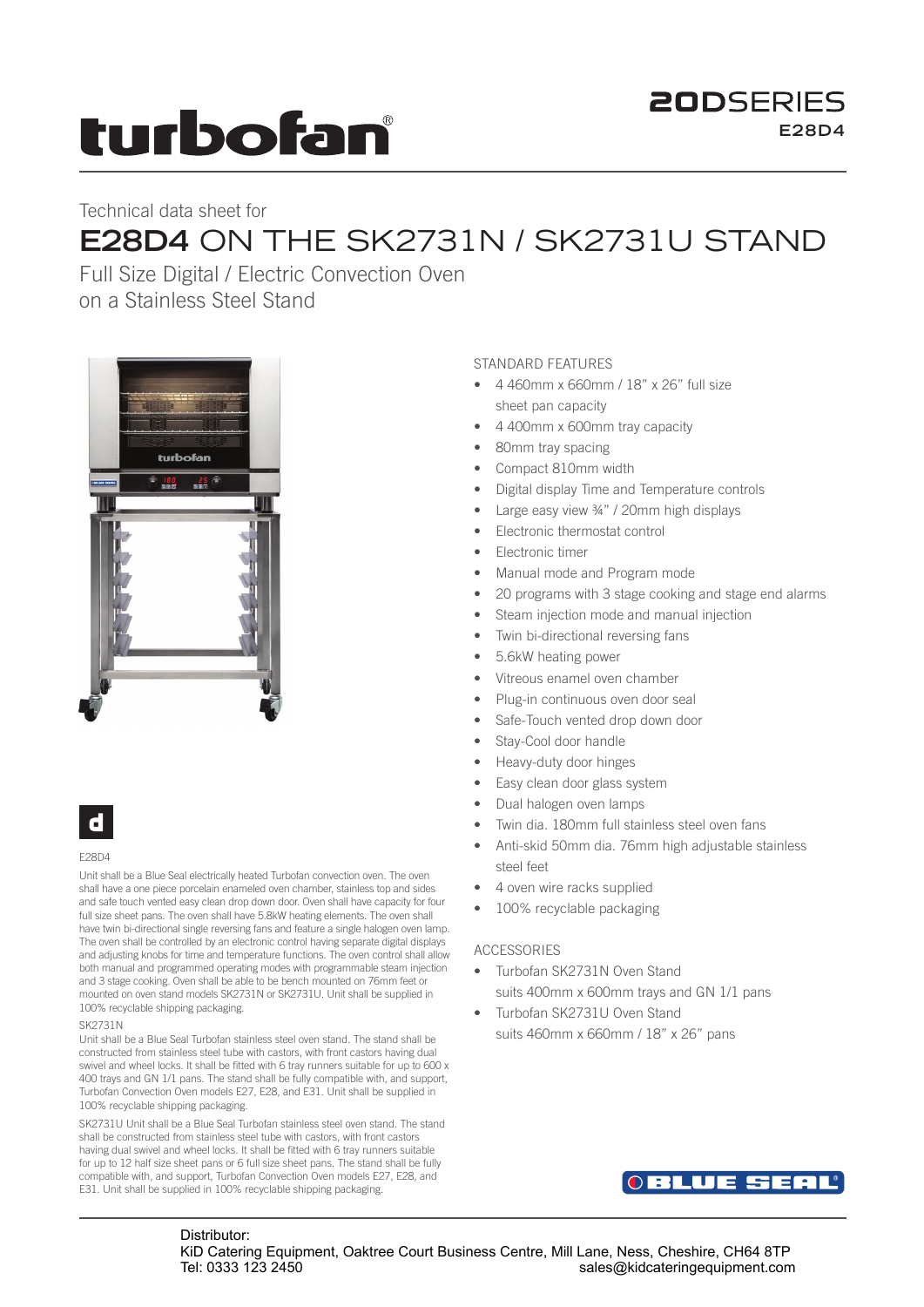turbofan®

**20DSERIES**
**E28D4**

Technical data sheet for

# E28D4 ON THE SK2731N / SK2731U STAND

Full Size Digital / Electric Convection Oven
on a Stainless Steel Stand

d

E28D4

Unit shall be a Blue Seal electrically heated Turbofan convection oven. The oven shall have a one piece porcelain enameled oven chamber, stainless top and sides and safe touch vented easy clean drop down door. Oven shall have capacity for four full size sheet pans. The oven shall have 5.8kW heating elements. The oven shall have twin bi-directional single reversing fans and feature a single halogen oven lamp. The oven shall be controlled by an electronic control having separate digital displays and adjusting knobs for time and temperature functions. The oven control shall allow both manual and programmed operating modes with programmable steam injection and 3 stage cooking. Oven shall be able to be bench mounted on 76mm feet or mounted on oven stand models SK2731N or SK2731U. Unit shall be supplied in 100% recyclable shipping packaging.

SK2731N

Unit shall be a Blue Seal Turbofan stainless steel oven stand. The stand shall be constructed from stainless steel tube with castors, with front castors having dual swivel and wheel locks. It shall be fitted with 6 tray runners suitable for up to 600 x 400 trays and GN 1/1 pans. The stand shall be fully compatible with, and support, Turbofan Convection Oven models E27, E28, and E31. Unit shall be supplied in 100% recyclable shipping packaging.

SK2731U Unit shall be a Blue Seal Turbofan stainless steel oven stand. The stand shall be constructed from stainless steel tube with castors, with front castors having dual swivel and wheel locks. It shall be fitted with 6 tray runners suitable for up to 12 half size sheet pans or 6 full size sheet pans. The stand shall be fully compatible with, and support, Turbofan Convection Oven models E27, E28, and E31. Unit shall be supplied in 100% recyclable shipping packaging.

## STANDARD FEATURES

- 4 460mm x 660mm / 18" x 26" full size sheet pan capacity
- 4 400mm x 600mm tray capacity
- 80mm tray spacing
- Compact 810mm width
- Digital display Time and Temperature controls
- Large easy view ¾" / 20mm high displays
- Electronic thermostat control
- Electronic timer
- Manual mode and Program mode
- 20 programs with 3 stage cooking and stage end alarms
- Steam injection mode and manual injection
- Twin bi-directional reversing fans
- 5.6kW heating power
- Vitreous enamel oven chamber
- Plug-in continuous oven door seal
- Safe-Touch vented drop down door
- Stay-Cool door handle
- Heavy-duty door hinges
- Easy clean door glass system
- Dual halogen oven lamps
- Twin dia. 180mm full stainless steel oven fans
- Anti-skid 50mm dia. 76mm high adjustable stainless steel feet
- 4 oven wire racks supplied
- 100% recyclable packaging

## ACCESSORIES

- Turbofan SK2731N Oven Stand suits 400mm x 600mm trays and GN 1/1 pans
- Turbofan SK2731U Oven Stand suits 460mm x 660mm / 18" x 26" pans

BLUE SEAL®

Distributor:
KiD Catering Equipment, Oaktree Court Business Centre, Mill Lane, Ness, Cheshire, CH64 8TP
Tel: 0333 123 2450 sales@kidcateringequipment.com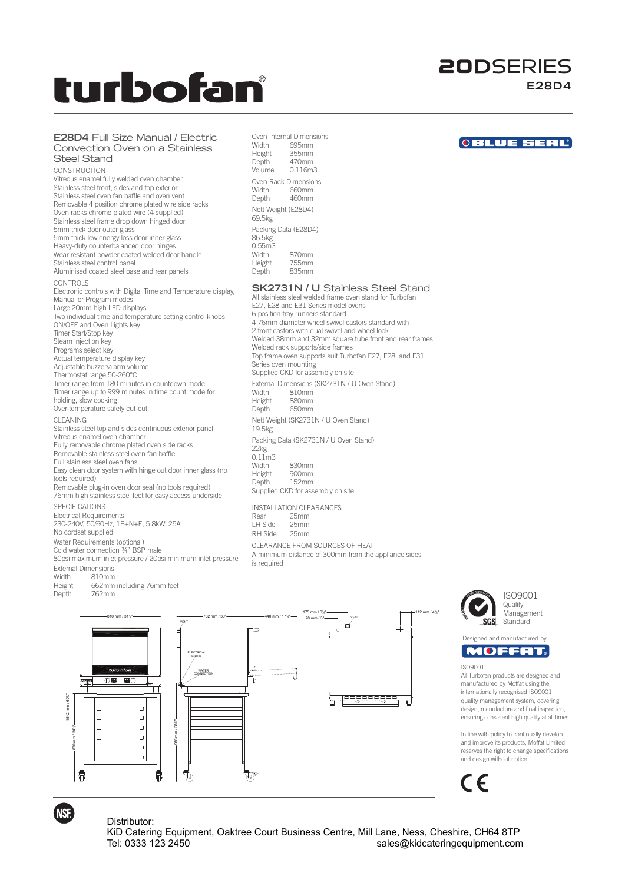# turbofan®

**20DSERIES**
**E28D4**

## E28D4 Full Size Manual / Electric Convection Oven on a Stainless Steel Stand

### CONSTRUCTION

Vitreous enamel fully welded oven chamber
Stainless steel front, sides and top exterior
Stainless steel oven fan baffle and oven vent
Removable 4 position chrome plated wire side racks
Oven racks chrome plated wire (4 supplied)
Stainless steel frame drop down hinged door
5mm thick door outer glass
5mm thick low energy loss door inner glass
Heavy-duty counterbalanced door hinges
Wear resistant powder coated welded door handle
Stainless steel control panel
Aluminised coated steel base and rear panels

### CONTROLS

Electronic controls with Digital Time and Temperature display, Manual or Program modes
Large 20mm high LED displays
Two individual time and temperature setting control knobs
ON/OFF and Oven Lights key
Timer Start/Stop key
Steam injection key
Programs select key
Actual temperature display key
Adjustable buzzer/alarm volume
Thermostat range 50-260°C
Timer range from 180 minutes in countdown mode
Timer range up to 999 minutes in time count mode for holding, slow cooking
Over-temperature safety cut-out

### CLEANING

Stainless steel top and sides continuous exterior panel
Vitreous enamel oven chamber
Fully removable chrome plated oven side racks
Removable stainless steel oven fan baffle
Full stainless steel oven fans
Easy clean door system with hinge out door inner glass (no tools required)
Removable plug-in oven door seal (no tools required)
76mm high stainless steel feet for easy access underside

### SPECIFICATIONS

Electrical Requirements
230-240V, 50/60Hz, 1P+N+E, 5.8kW, 25A
No cordset supplied

Water Requirements (optional)
Cold water connection ¾" BSP male
80psi maximum inlet pressure / 20psi minimum inlet pressure

External Dimensions

| | |
|---|---|
| Width | 810mm |
| Height | 662mm including 76mm feet |
| Depth | 762mm |

Oven Internal Dimensions

| | |
|---|---|
| Width | 695mm |
| Height | 355mm |
| Depth | 470mm |
| Volume | 0.116m3 |

Oven Rack Dimensions

| | |
|---|---|
| Width | 660mm |
| Depth | 460mm |

Nett Weight (E28D4)
69.5kg

Packing Data (E28D4)
86.5kg
0.55m3

| | |
|---|---|
| Width | 870mm |
| Height | 755mm |
| Depth | 835mm |

## SK2731N / U Stainless Steel Stand

All stainless steel welded frame oven stand for Turbofan E27, E28 and E31 Series model ovens
6 position tray runners standard
4 76mm diameter wheel swivel castors standard with 2 front castors with dual swivel and wheel lock
Welded 38mm and 32mm square tube front and rear frames
Welded rack supports/side frames
Top frame oven supports suit Turbofan E27, E28 and E31 Series oven mounting
Supplied CKD for assembly on site

External Dimensions (SK2731N / U Oven Stand)

| | |
|---|---|
| Width | 810mm |
| Height | 880mm |
| Depth | 650mm |

Nett Weight (SK2731N / U Oven Stand)
19.5kg

Packing Data (SK2731N / U Oven Stand)
22kg
0.11m3

| | |
|---|---|
| Width | 830mm |
| Height | 900mm |
| Depth | 152mm |

Supplied CKD for assembly on site

### INSTALLATION CLEARANCES

| | |
|---|---|
| Rear | 25mm |
| LH Side | 25mm |
| RH Side | 25mm |

### CLEARANCE FROM SOURCES OF HEAT

A minimum distance of 300mm from the appliance sides is required

BLUE SEAL®

810 mm / 31⅞"
762 mm / 30"
440 mm / 17⅜"
175 mm / 6⅞"
78 mm / 3"
112 mm / 4⅜"
1542 mm / 60¾"
880 mm / 34⅝"
986 mm / 38⅞"
VENT
ELECTRICAL ENTRY
WATER CONNECTION

ISO9001 Quality Management Standard

Designed and manufactured by MOFFAT

ISO9001
All Turbofan products are designed and manufactured by Moffat using the internationally recognised ISO9001 quality management system, covering design, manufacture and final inspection, ensuring consistent high quality at all times.

In line with policy to continually develop and improve its products, Moffat Limited reserves the right to change specifications and design without notice.

CE

NSF

Distributor:
KiD Catering Equipment, Oaktree Court Business Centre, Mill Lane, Ness, Cheshire, CH64 8TP
Tel: 0333 123 2450 sales@kidcateringequipment.com